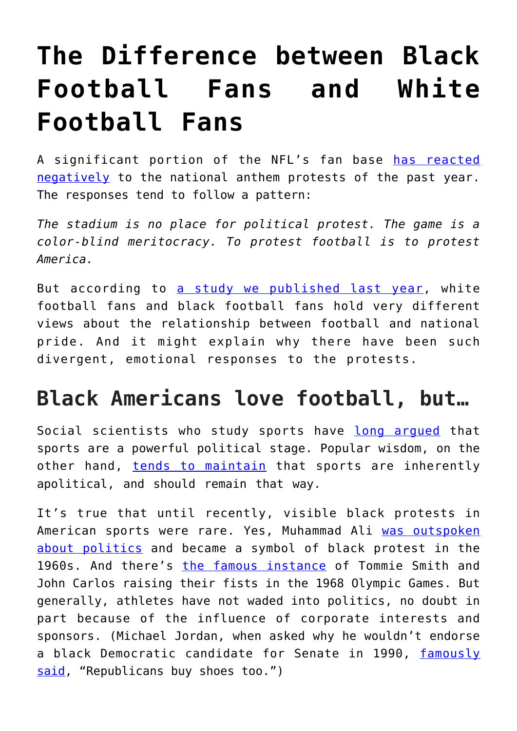# The Difference between Black Football Fans and White Football Fans

A significant portion of the NFL's fan base has reacted negatively to the national anthem protests of the past year. The responses tend to follow a pattern:

*The stadium is no place for political protest. The game is a color-blind meritocracy. To protest football is to protest America.*

But according to a study we published last year, white football fans and black football fans hold very different views about the relationship between football and national pride. And it might explain why there have been such divergent, emotional responses to the protests.

## Black Americans love football, but…

Social scientists who study sports have long argued that sports are a powerful political stage. Popular wisdom, on the other hand, tends to maintain that sports are inherently apolitical, and should remain that way.

It's true that until recently, visible black protests in American sports were rare. Yes, Muhammad Ali was outspoken about politics and became a symbol of black protest in the 1960s. And there's the famous instance of Tommie Smith and John Carlos raising their fists in the 1968 Olympic Games. But generally, athletes have not waded into politics, no doubt in part because of the influence of corporate interests and sponsors. (Michael Jordan, when asked why he wouldn't endorse a black Democratic candidate for Senate in 1990, famously said, "Republicans buy shoes too.")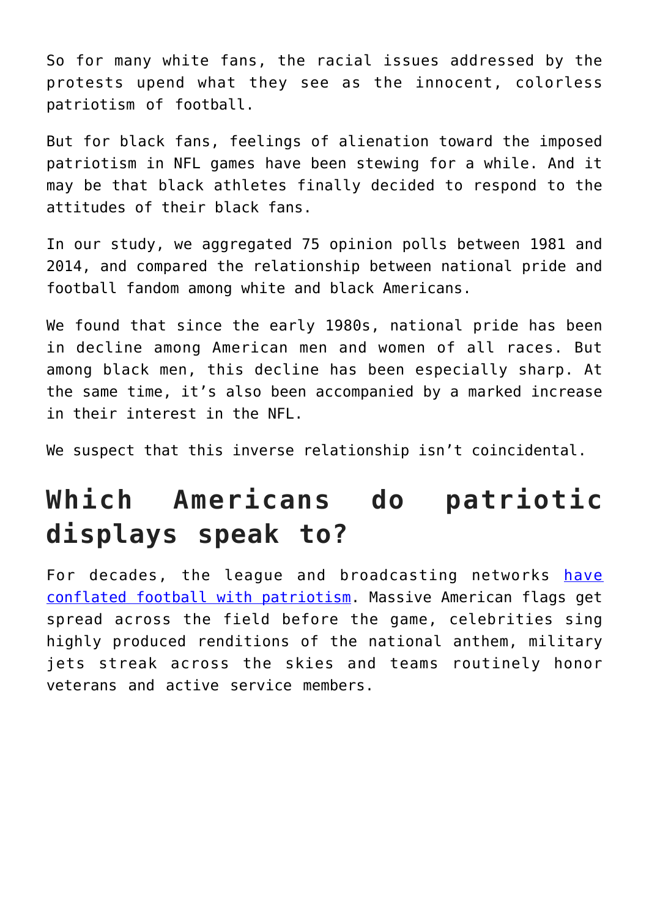So for many white fans, the racial issues addressed by the protests upend what they see as the innocent, colorless patriotism of football.

But for black fans, feelings of alienation toward the imposed patriotism in NFL games have been stewing for a while. And it may be that black athletes finally decided to respond to the attitudes of their black fans.

In our study, we aggregated 75 opinion polls between 1981 and 2014, and compared the relationship between national pride and football fandom among white and black Americans.

We found that since the early 1980s, national pride has been in decline among American men and women of all races. But among black men, this decline has been especially sharp. At the same time, it's also been accompanied by a marked increase in their interest in the NFL.

We suspect that this inverse relationship isn't coincidental.

## Which Americans do patriotic displays speak to?

For decades, the league and broadcasting networks [have conflated football with patriotism](). Massive American flags get spread across the field before the game, celebrities sing highly produced renditions of the national anthem, military jets streak across the skies and teams routinely honor veterans and active service members.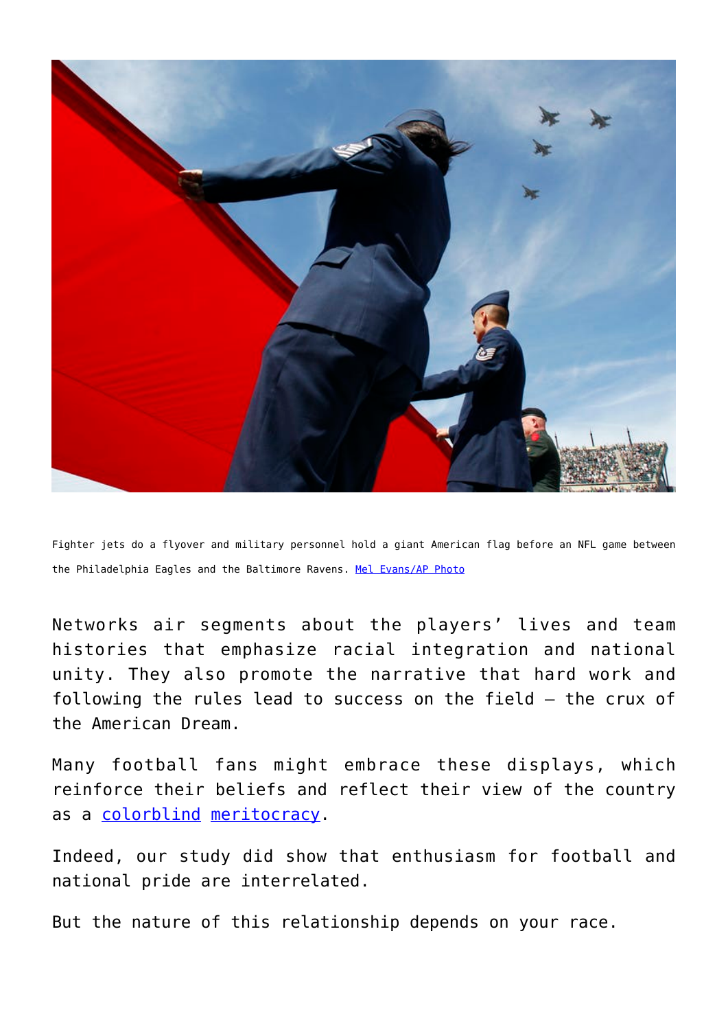Fighter jets do a flyover and military personnel hold a giant American flag before an NFL game between the Philadelphia Eagles and the Baltimore Ravens. Mel Evans/AP Photo

Networks air segments about the players' lives and team histories that emphasize racial integration and national unity. They also promote the narrative that hard work and following the rules lead to success on the field – the crux of the American Dream.

Many football fans might embrace these displays, which reinforce their beliefs and reflect their view of the country as a colorblind meritocracy.

Indeed, our study did show that enthusiasm for football and national pride are interrelated.

But the nature of this relationship depends on your race.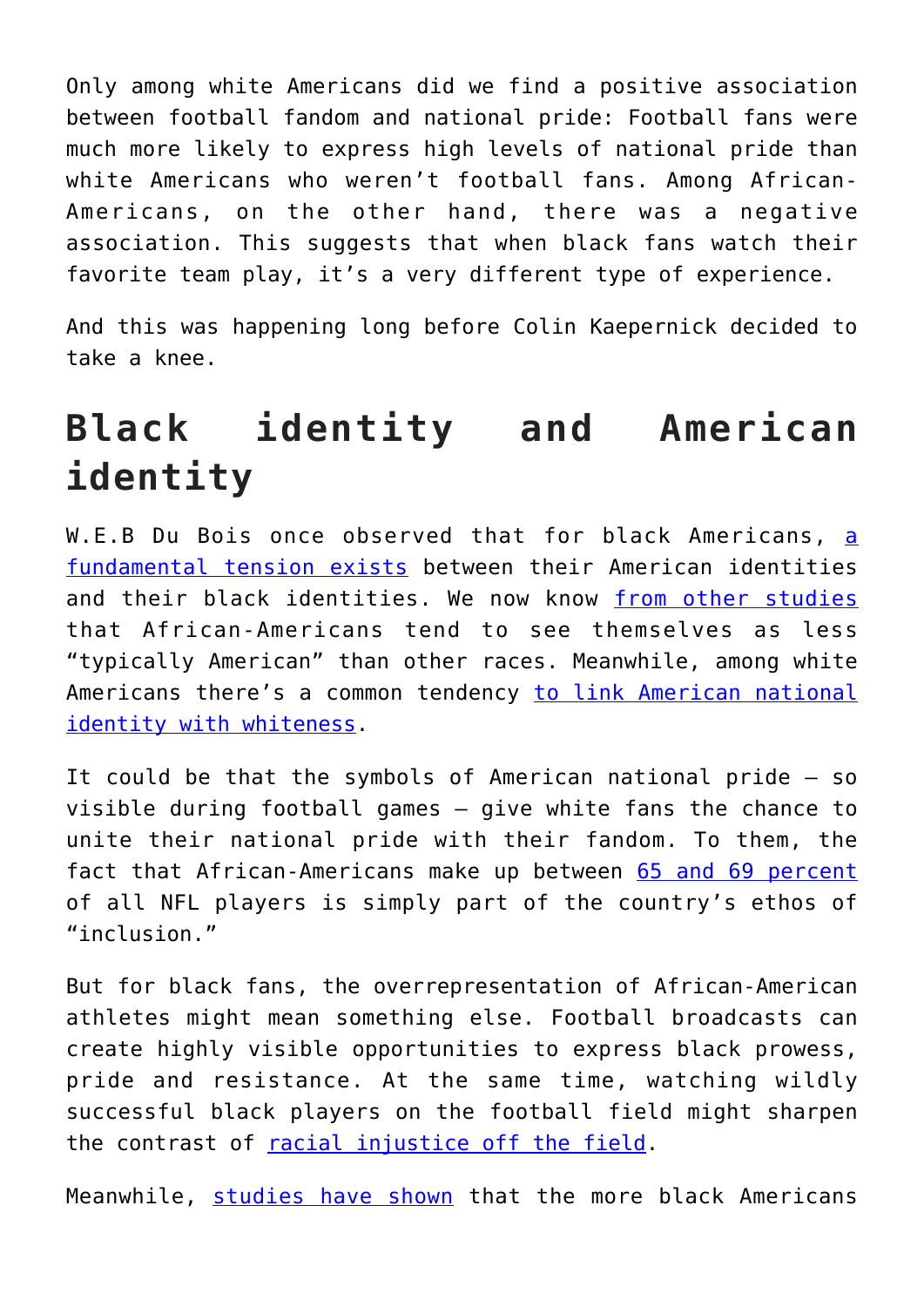Only among white Americans did we find a positive association between football fandom and national pride: Football fans were much more likely to express high levels of national pride than white Americans who weren't football fans. Among African-Americans, on the other hand, there was a negative association. This suggests that when black fans watch their favorite team play, it's a very different type of experience.

And this was happening long before Colin Kaepernick decided to take a knee.

## Black identity and American identity

W.E.B Du Bois once observed that for black Americans, a fundamental tension exists between their American identities and their black identities. We now know from other studies that African-Americans tend to see themselves as less "typically American" than other races. Meanwhile, among white Americans there's a common tendency to link American national identity with whiteness.

It could be that the symbols of American national pride – so visible during football games – give white fans the chance to unite their national pride with their fandom. To them, the fact that African-Americans make up between 65 and 69 percent of all NFL players is simply part of the country's ethos of "inclusion."

But for black fans, the overrepresentation of African-American athletes might mean something else. Football broadcasts can create highly visible opportunities to express black prowess, pride and resistance. At the same time, watching wildly successful black players on the football field might sharpen the contrast of racial injustice off the field.

Meanwhile, studies have shown that the more black Americans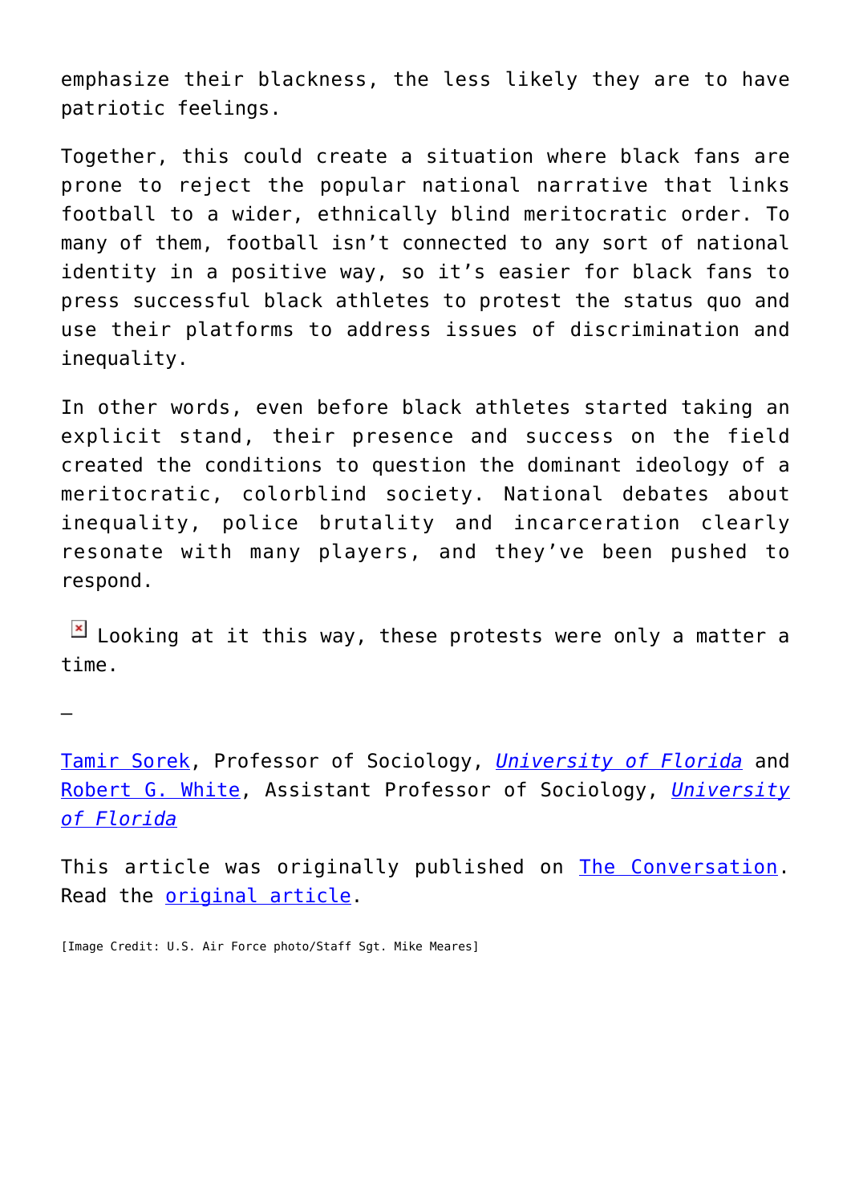emphasize their blackness, the less likely they are to have patriotic feelings.

Together, this could create a situation where black fans are prone to reject the popular national narrative that links football to a wider, ethnically blind meritocratic order. To many of them, football isn't connected to any sort of national identity in a positive way, so it's easier for black fans to press successful black athletes to protest the status quo and use their platforms to address issues of discrimination and inequality.

In other words, even before black athletes started taking an explicit stand, their presence and success on the field created the conditions to question the dominant ideology of a meritocratic, colorblind society. National debates about inequality, police brutality and incarceration clearly resonate with many players, and they've been pushed to respond.

Looking at it this way, these protests were only a matter a time.

—

[Tamir Sorek](), Professor of Sociology, *[University of Florida]()* and [Robert G. White](), Assistant Professor of Sociology, *[University of Florida]()*

This article was originally published on [The Conversation](). Read the [original article]().

[Image Credit: U.S. Air Force photo/Staff Sgt. Mike Meares]